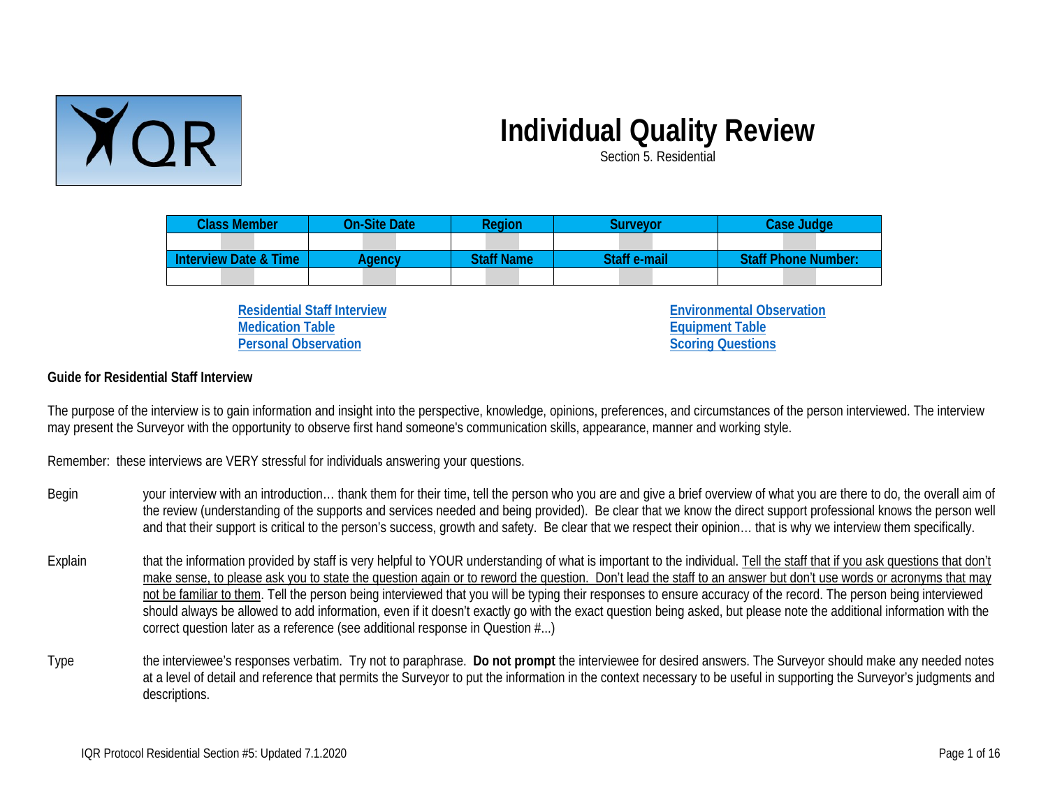# Individual Quality Review

Section 5. Residential

| Class Member | On-Site Date | Region | Surveyor | Case Judge |
|---|---|---|---|---|
| | | | | |
| **Interview Date & Time** | **Agency** | **Staff Name** | **Staff e-mail** | **Staff Phone Number:** |
| | | | | |

[Residential Staff Interview](#)
[Medication Table](#)
[Personal Observation](#)
[Environmental Observation](#)
[Equipment Table](#)
[Scoring Questions](#)

**Guide for Residential Staff Interview**

The purpose of the interview is to gain information and insight into the perspective, knowledge, opinions, preferences, and circumstances of the person interviewed. The interview may present the Surveyor with the opportunity to observe first hand someone's communication skills, appearance, manner and working style.

Remember: these interviews are VERY stressful for individuals answering your questions.

Begin your interview with an introduction… thank them for their time, tell the person who you are and give a brief overview of what you are there to do, the overall aim of the review (understanding of the supports and services needed and being provided). Be clear that we know the direct support professional knows the person well and that their support is critical to the person's success, growth and safety. Be clear that we respect their opinion… that is why we interview them specifically.

Explain that the information provided by staff is very helpful to YOUR understanding of what is important to the individual. Tell the staff that if you ask questions that don't make sense, to please ask you to state the question again or to reword the question. Don't lead the staff to an answer but don't use words or acronyms that may not be familiar to them. Tell the person being interviewed that you will be typing their responses to ensure accuracy of the record. The person being interviewed should always be allowed to add information, even if it doesn't exactly go with the exact question being asked, but please note the additional information with the correct question later as a reference (see additional response in Question #...)

Type the interviewee's responses verbatim. Try not to paraphrase. **Do not prompt** the interviewee for desired answers. The Surveyor should make any needed notes at a level of detail and reference that permits the Surveyor to put the information in the context necessary to be useful in supporting the Surveyor's judgments and descriptions.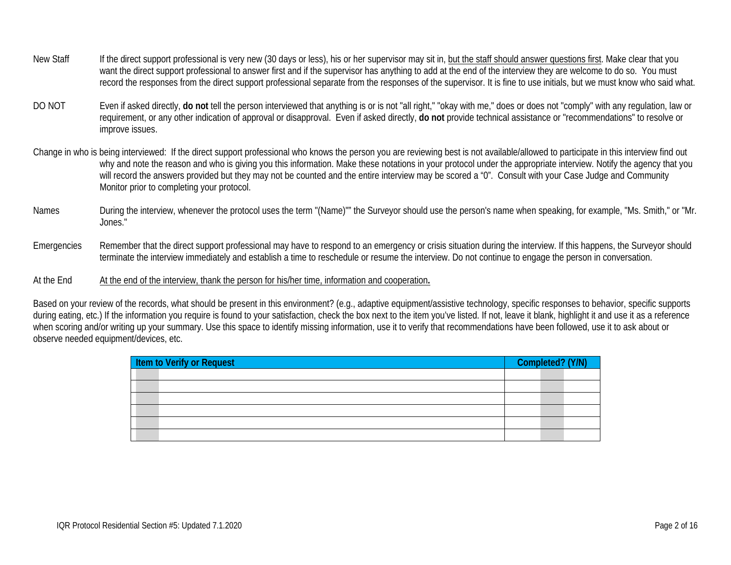**New Staff** — If the direct support professional is very new (30 days or less), his or her supervisor may sit in, <u>but the staff should answer questions first</u>. Make clear that you want the direct support professional to answer first and if the supervisor has anything to add at the end of the interview they are welcome to do so. You must record the responses from the direct support professional separate from the responses of the supervisor. It is fine to use initials, but we must know who said what.

**DO NOT** — Even if asked directly, **do not** tell the person interviewed that anything is or is not "all right," "okay with me," does or does not "comply" with any regulation, law or requirement, or any other indication of approval or disapproval. Even if asked directly, **do not** provide technical assistance or "recommendations" to resolve or improve issues.

**Change in who is being interviewed:** If the direct support professional who knows the person you are reviewing best is not available/allowed to participate in this interview find out why and note the reason and who is giving you this information. Make these notations in your protocol under the appropriate interview. Notify the agency that you will record the answers provided but they may not be counted and the entire interview may be scored a "0". Consult with your Case Judge and Community Monitor prior to completing your protocol.

**Names** — During the interview, whenever the protocol uses the term "(Name)"" the Surveyor should use the person's name when speaking, for example, "Ms. Smith," or "Mr. Jones."

**Emergencies** — Remember that the direct support professional may have to respond to an emergency or crisis situation during the interview. If this happens, the Surveyor should terminate the interview immediately and establish a time to reschedule or resume the interview. Do not continue to engage the person in conversation.

**At the End** — <u>At the end of the interview, thank the person for his/her time, information and cooperation</u>**.**

Based on your review of the records, what should be present in this environment? (e.g., adaptive equipment/assistive technology, specific responses to behavior, specific supports during eating, etc.) If the information you require is found to your satisfaction, check the box next to the item you've listed. If not, leave it blank, highlight it and use it as a reference when scoring and/or writing up your summary. Use this space to identify missing information, use it to verify that recommendations have been followed, use it to ask about or observe needed equipment/devices, etc.

| Item to Verify or Request | Completed? (Y/N) |
|---|---|
| | |
| | |
| | |
| | |
| | |
| | |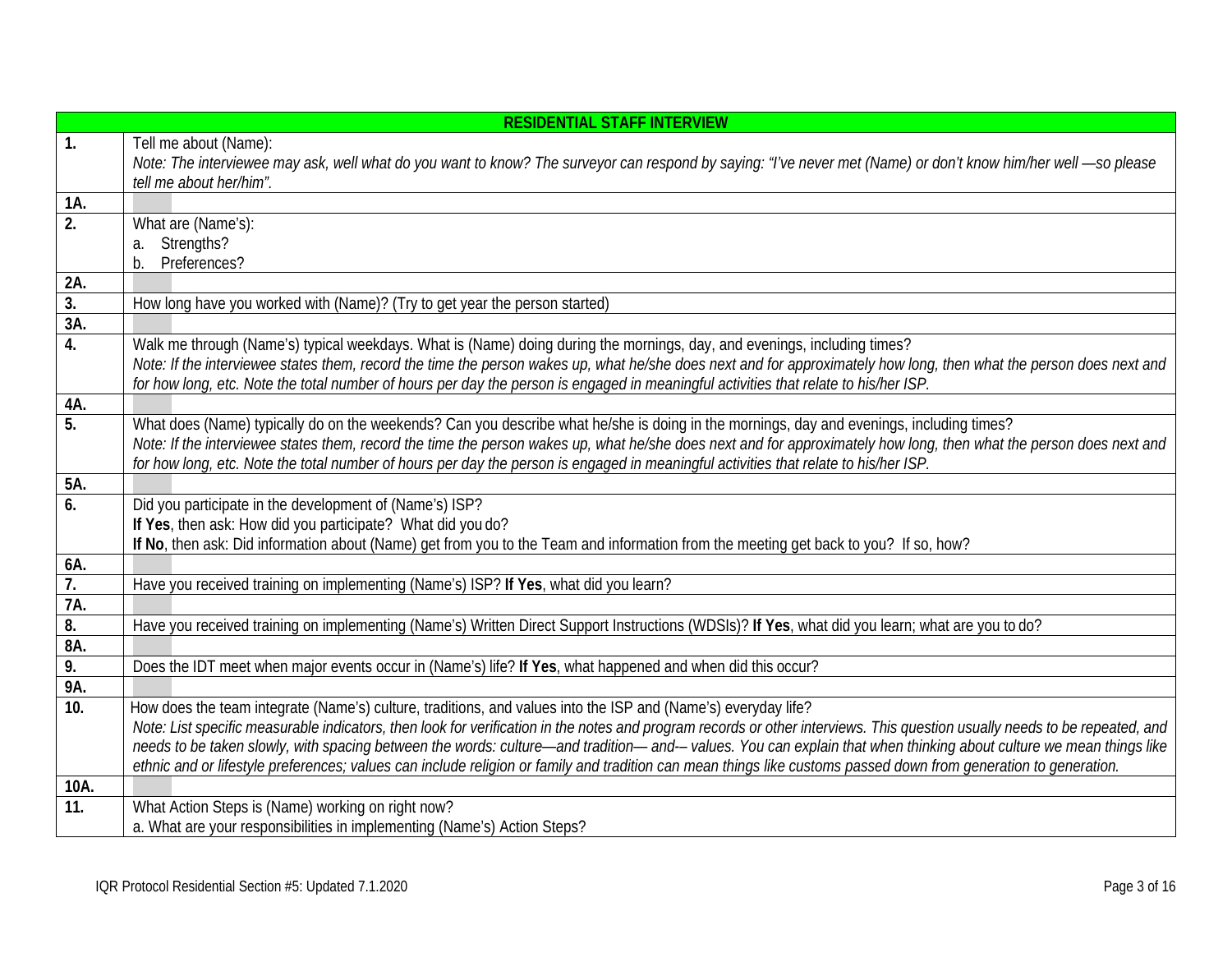| RESIDENTIAL STAFF INTERVIEW | |
|---|---|
| **1.** | Tell me about (Name):<br>*Note: The interviewee may ask, well what do you want to know? The surveyor can respond by saying: "I've never met (Name) or don't know him/her well —so please tell me about her/him".* |
| **1A.** | |
| **2.** | What are (Name's):<br>a. Strengths?<br>b. Preferences? |
| **2A.** | |
| **3.** | How long have you worked with (Name)? (Try to get year the person started) |
| **3A.** | |
| **4.** | Walk me through (Name's) typical weekdays. What is (Name) doing during the mornings, day, and evenings, including times?<br>*Note: If the interviewee states them, record the time the person wakes up, what he/she does next and for approximately how long, then what the person does next and for how long, etc. Note the total number of hours per day the person is engaged in meaningful activities that relate to his/her ISP.* |
| **4A.** | |
| **5.** | What does (Name) typically do on the weekends? Can you describe what he/she is doing in the mornings, day and evenings, including times?<br>*Note: If the interviewee states them, record the time the person wakes up, what he/she does next and for approximately how long, then what the person does next and for how long, etc. Note the total number of hours per day the person is engaged in meaningful activities that relate to his/her ISP.* |
| **5A.** | |
| **6.** | Did you participate in the development of (Name's) ISP?<br>**If Yes**, then ask: How did you participate? What did you do?<br>**If No**, then ask: Did information about (Name) get from you to the Team and information from the meeting get back to you? If so, how? |
| **6A.** | |
| **7.** | Have you received training on implementing (Name's) ISP? **If Yes**, what did you learn? |
| **7A.** | |
| **8.** | Have you received training on implementing (Name's) Written Direct Support Instructions (WDSIs)? **If Yes**, what did you learn; what are you to do? |
| **8A.** | |
| **9.** | Does the IDT meet when major events occur in (Name's) life? **If Yes**, what happened and when did this occur? |
| **9A.** | |
| **10.** | How does the team integrate (Name's) culture, traditions, and values into the ISP and (Name's) everyday life?<br>*Note: List specific measurable indicators, then look for verification in the notes and program records or other interviews. This question usually needs to be repeated, and needs to be taken slowly, with spacing between the words: culture—and tradition— and-– values. You can explain that when thinking about culture we mean things like ethnic and or lifestyle preferences; values can include religion or family and tradition can mean things like customs passed down from generation to generation.* |
| **10A.** | |
| **11.** | What Action Steps is (Name) working on right now?<br>a. What are your responsibilities in implementing (Name's) Action Steps? |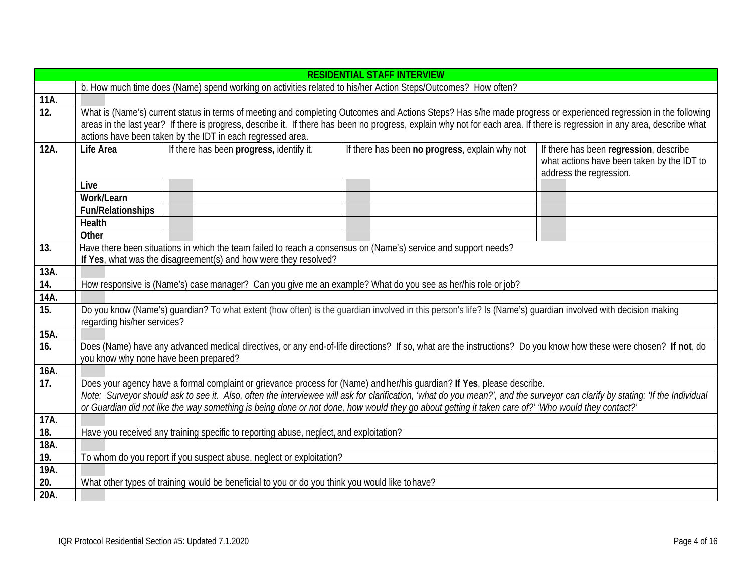| RESIDENTIAL STAFF INTERVIEW | | | | |
|---|---|---|---|---|
| | b. How much time does (Name) spend working on activities related to his/her Action Steps/Outcomes? How often? | | | |
| **11A.** | | | | |
| **12.** | What is (Name's) current status in terms of meeting and completing Outcomes and Actions Steps? Has s/he made progress or experienced regression in the following areas in the last year? If there is progress, describe it. If there has been no progress, explain why not for each area. If there is regression in any area, describe what actions have been taken by the IDT in each regressed area. | | | |
| **12A.** | **Life Area** | If there has been **progress,** identify it. | If there has been **no progress**, explain why not | If there has been **regression**, describe what actions have been taken by the IDT to address the regression. |
| | **Live** | | | |
| | **Work/Learn** | | | |
| | **Fun/Relationships** | | | |
| | **Health** | | | |
| | **Other** | | | |
| **13.** | Have there been situations in which the team failed to reach a consensus on (Name's) service and support needs? **If Yes**, what was the disagreement(s) and how were they resolved? | | | |
| **13A.** | | | | |
| **14.** | How responsive is (Name's) case manager? Can you give me an example? What do you see as her/his role or job? | | | |
| **14A.** | | | | |
| **15.** | Do you know (Name's) guardian? To what extent (how often) is the guardian involved in this person's life? Is (Name's) guardian involved with decision making regarding his/her services? | | | |
| **15A.** | | | | |
| **16.** | Does (Name) have any advanced medical directives, or any end-of-life directions? If so, what are the instructions? Do you know how these were chosen? **If not**, do you know why none have been prepared? | | | |
| **16A.** | | | | |
| **17.** | Does your agency have a formal complaint or grievance process for (Name) and her/his guardian? **If Yes**, please describe. *Note: Surveyor should ask to see it. Also, often the interviewee will ask for clarification, 'what do you mean?', and the surveyor can clarify by stating: 'If the Individual or Guardian did not like the way something is being done or not done, how would they go about getting it taken care of?' 'Who would they contact?'* | | | |
| **17A.** | | | | |
| **18.** | Have you received any training specific to reporting abuse, neglect, and exploitation? | | | |
| **18A.** | | | | |
| **19.** | To whom do you report if you suspect abuse, neglect or exploitation? | | | |
| **19A.** | | | | |
| **20.** | What other types of training would be beneficial to you or do you think you would like to have? | | | |
| **20A.** | | | | |

IQR Protocol Residential Section #5: Updated 7.1.2020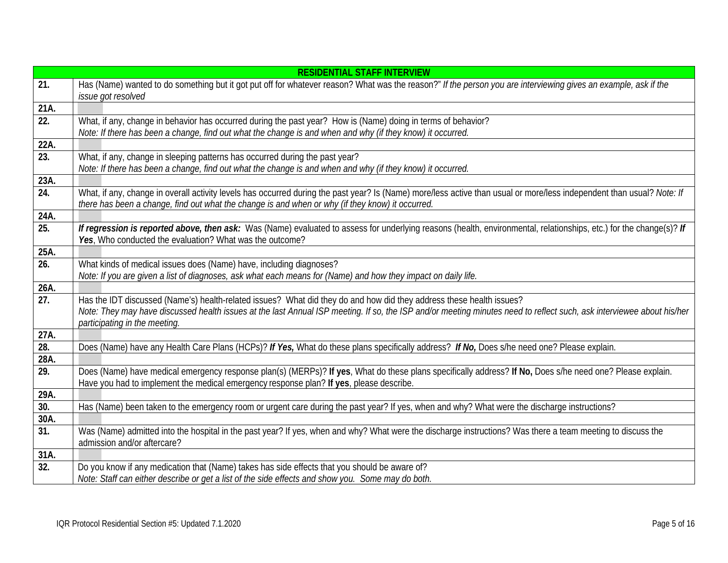| RESIDENTIAL STAFF INTERVIEW | |
|---|---|
| **21.** | Has (Name) wanted to do something but it got put off for whatever reason? What was the reason?" *If the person you are interviewing gives an example, ask if the issue got resolved* |
| **21A.** | |
| **22.** | What, if any, change in behavior has occurred during the past year? How is (Name) doing in terms of behavior? *Note: If there has been a change, find out what the change is and when and why (if they know) it occurred.* |
| **22A.** | |
| **23.** | What, if any, change in sleeping patterns has occurred during the past year? *Note: If there has been a change, find out what the change is and when and why (if they know) it occurred.* |
| **23A.** | |
| **24.** | What, if any, change in overall activity levels has occurred during the past year? Is (Name) more/less active than usual or more/less independent than usual? *Note: If there has been a change, find out what the change is and when or why (if they know) it occurred.* |
| **24A.** | |
| **25.** | ***If regression is reported above, then ask:*** Was (Name) evaluated to assess for underlying reasons (health, environmental, relationships, etc.) for the change(s)? ***If Yes***, Who conducted the evaluation? What was the outcome? |
| **25A.** | |
| **26.** | What kinds of medical issues does (Name) have, including diagnoses? *Note: If you are given a list of diagnoses, ask what each means for (Name) and how they impact on daily life.* |
| **26A.** | |
| **27.** | Has the IDT discussed (Name's) health-related issues? What did they do and how did they address these health issues? *Note: They may have discussed health issues at the last Annual ISP meeting. If so, the ISP and/or meeting minutes need to reflect such, ask interviewee about his/her participating in the meeting.* |
| **27A.** | |
| **28.** | Does (Name) have any Health Care Plans (HCPs)? ***If Yes,*** What do these plans specifically address? ***If No,*** Does s/he need one? Please explain. |
| **28A.** | |
| **29.** | Does (Name) have medical emergency response plan(s) (MERPs)? **If yes**, What do these plans specifically address? **If No,** Does s/he need one? Please explain. Have you had to implement the medical emergency response plan? **If yes**, please describe. |
| **29A.** | |
| **30.** | Has (Name) been taken to the emergency room or urgent care during the past year? If yes, when and why? What were the discharge instructions? |
| **30A.** | |
| **31.** | Was (Name) admitted into the hospital in the past year? If yes, when and why? What were the discharge instructions? Was there a team meeting to discuss the admission and/or aftercare? |
| **31A.** | |
| **32.** | Do you know if any medication that (Name) takes has side effects that you should be aware of? *Note: Staff can either describe or get a list of the side effects and show you. Some may do both.* |

IQR Protocol Residential Section #5: Updated 7.1.2020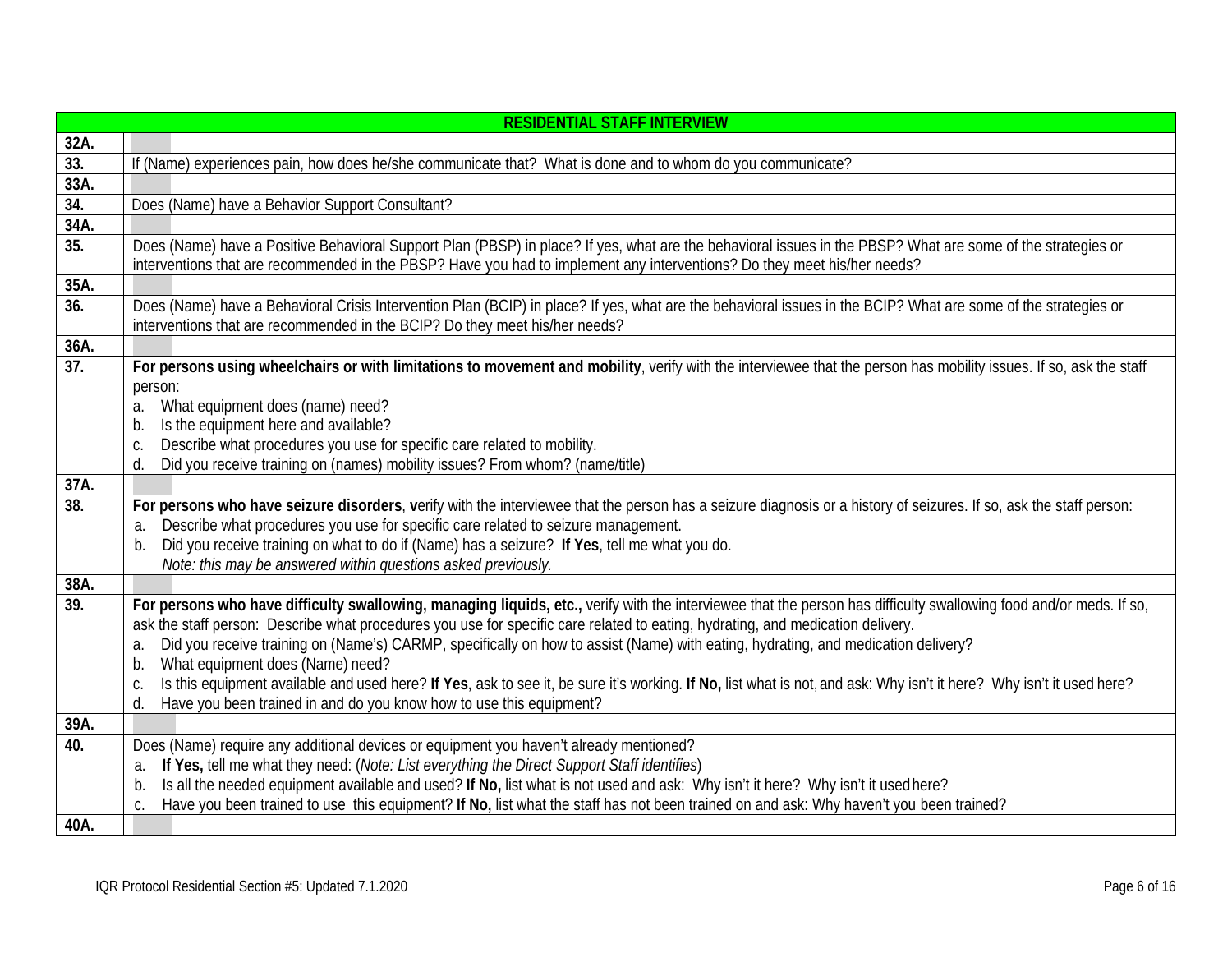| RESIDENTIAL STAFF INTERVIEW | |
|---|---|
| 32A. | |
| 33. | If (Name) experiences pain, how does he/she communicate that? What is done and to whom do you communicate? |
| 33A. | |
| 34. | Does (Name) have a Behavior Support Consultant? |
| 34A. | |
| 35. | Does (Name) have a Positive Behavioral Support Plan (PBSP) in place? If yes, what are the behavioral issues in the PBSP? What are some of the strategies or interventions that are recommended in the PBSP? Have you had to implement any interventions? Do they meet his/her needs? |
| 35A. | |
| 36. | Does (Name) have a Behavioral Crisis Intervention Plan (BCIP) in place? If yes, what are the behavioral issues in the BCIP? What are some of the strategies or interventions that are recommended in the BCIP? Do they meet his/her needs? |
| 36A. | |
| 37. | **For persons using wheelchairs or with limitations to movement and mobility**, verify with the interviewee that the person has mobility issues. If so, ask the staff person:<br>a. What equipment does (name) need?<br>b. Is the equipment here and available?<br>c. Describe what procedures you use for specific care related to mobility.<br>d. Did you receive training on (names) mobility issues? From whom? (name/title) |
| 37A. | |
| 38. | **For persons who have seizure disorders**, **v**erify with the interviewee that the person has a seizure diagnosis or a history of seizures. If so, ask the staff person:<br>a. Describe what procedures you use for specific care related to seizure management.<br>b. Did you receive training on what to do if (Name) has a seizure? **If Yes**, tell me what you do.<br>*Note: this may be answered within questions asked previously.* |
| 38A. | |
| 39. | **For persons who have difficulty swallowing, managing liquids, etc.,** verify with the interviewee that the person has difficulty swallowing food and/or meds. If so, ask the staff person: Describe what procedures you use for specific care related to eating, hydrating, and medication delivery.<br>a. Did you receive training on (Name's) CARMP, specifically on how to assist (Name) with eating, hydrating, and medication delivery?<br>b. What equipment does (Name) need?<br>c. Is this equipment available and used here? **If Yes**, ask to see it, be sure it's working. **If No,** list what is not, and ask: Why isn't it here? Why isn't it used here?<br>d. Have you been trained in and do you know how to use this equipment? |
| 39A. | |
| 40. | Does (Name) require any additional devices or equipment you haven't already mentioned?<br>a. **If Yes,** tell me what they need: (*Note: List everything the Direct Support Staff identifies*)<br>b. Is all the needed equipment available and used? **If No,** list what is not used and ask: Why isn't it here? Why isn't it used here?<br>c. Have you been trained to use this equipment? **If No,** list what the staff has not been trained on and ask: Why haven't you been trained? |
| 40A. | |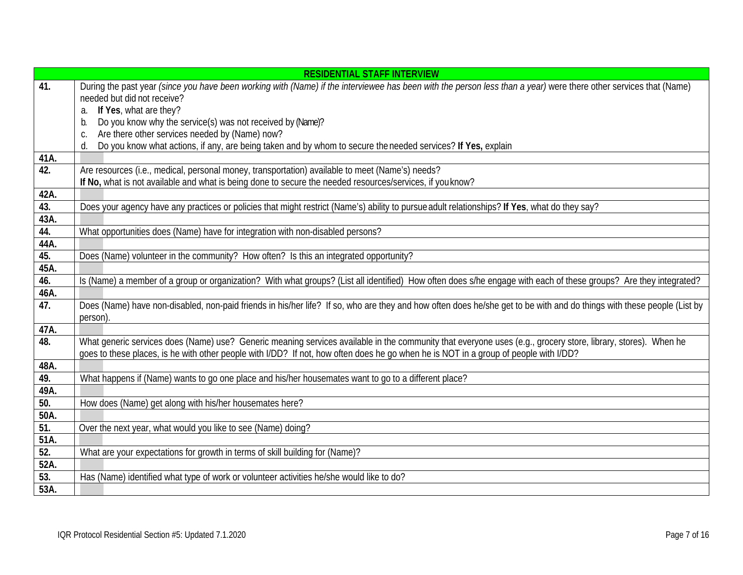| RESIDENTIAL STAFF INTERVIEW | |
|---|---|
| **41.** | During the past year *(since you have been working with (Name) if the interviewee has been with the person less than a year)* were there other services that (Name) needed but did not receive?<br>a. **If Yes**, what are they?<br>b. Do you know why the service(s) was not received by (Name)?<br>c. Are there other services needed by (Name) now?<br>d. Do you know what actions, if any, are being taken and by whom to secure the needed services? **If Yes,** explain |
| **41A.** | |
| **42.** | Are resources (i.e., medical, personal money, transportation) available to meet (Name's) needs?<br>**If No,** what is not available and what is being done to secure the needed resources/services, if you know? |
| **42A.** | |
| **43.** | Does your agency have any practices or policies that might restrict (Name's) ability to pursue adult relationships? **If Yes**, what do they say? |
| **43A.** | |
| **44.** | What opportunities does (Name) have for integration with non-disabled persons? |
| **44A.** | |
| **45.** | Does (Name) volunteer in the community? How often? Is this an integrated opportunity? |
| **45A.** | |
| **46.** | Is (Name) a member of a group or organization? With what groups? (List all identified) How often does s/he engage with each of these groups? Are they integrated? |
| **46A.** | |
| **47.** | Does (Name) have non-disabled, non-paid friends in his/her life? If so, who are they and how often does he/she get to be with and do things with these people (List by person). |
| **47A.** | |
| **48.** | What generic services does (Name) use? Generic meaning services available in the community that everyone uses (e.g., grocery store, library, stores). When he goes to these places, is he with other people with I/DD? If not, how often does he go when he is NOT in a group of people with I/DD? |
| **48A.** | |
| **49.** | What happens if (Name) wants to go one place and his/her housemates want to go to a different place? |
| **49A.** | |
| **50.** | How does (Name) get along with his/her housemates here? |
| **50A.** | |
| **51.** | Over the next year, what would you like to see (Name) doing? |
| **51A.** | |
| **52.** | What are your expectations for growth in terms of skill building for (Name)? |
| **52A.** | |
| **53.** | Has (Name) identified what type of work or volunteer activities he/she would like to do? |
| **53A.** | |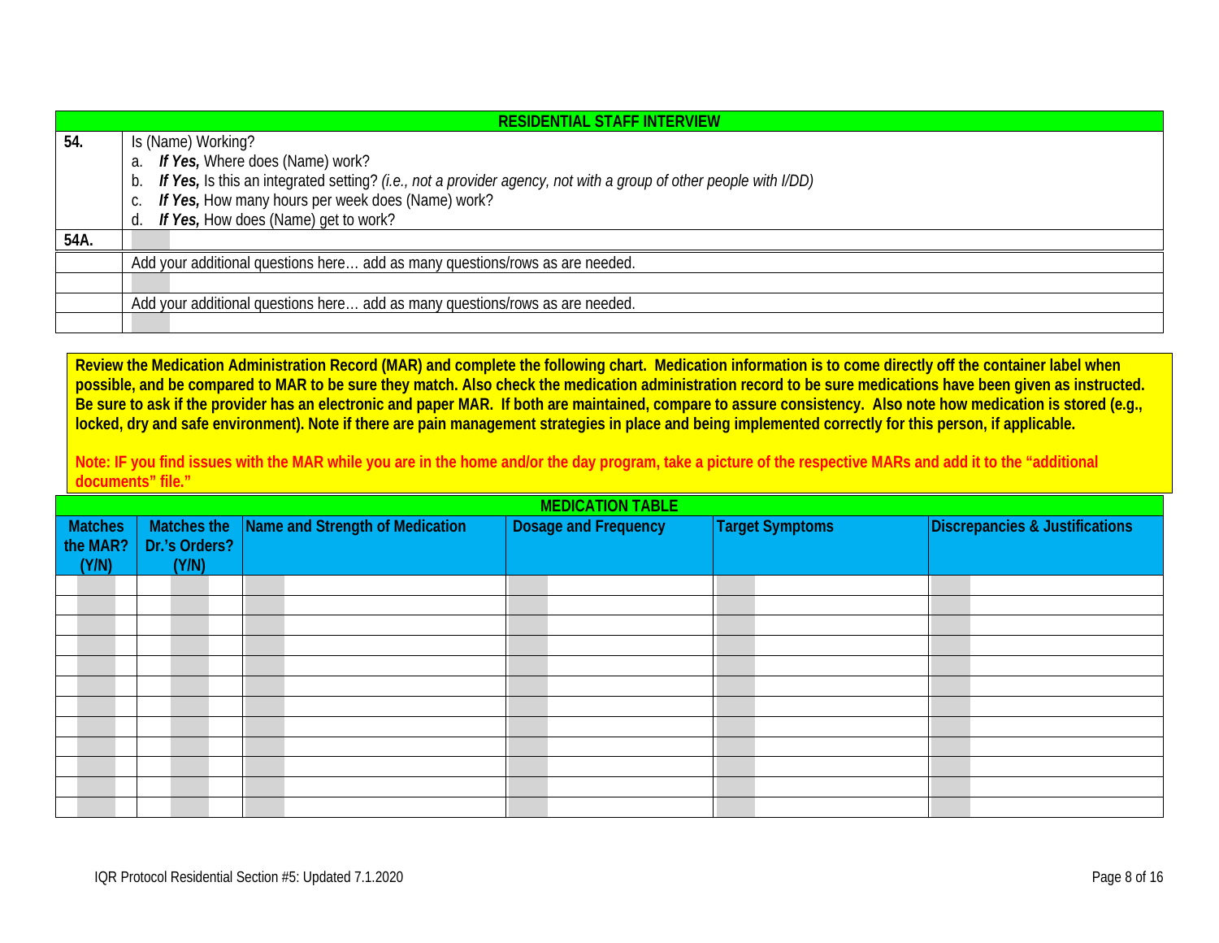| RESIDENTIAL STAFF INTERVIEW | |
|---|---|
| **54.** | Is (Name) Working?<br>a. ***If Yes,*** Where does (Name) work?<br>b. ***If Yes,*** Is this an integrated setting? *(i.e., not a provider agency, not with a group of other people with I/DD)*<br>c. ***If Yes,*** How many hours per week does (Name) work?<br>d. ***If Yes,*** How does (Name) get to work? |
| **54A.** | |
| | Add your additional questions here… add as many questions/rows as are needed. |
| | |
| | Add your additional questions here… add as many questions/rows as are needed. |
| | |

**Review the Medication Administration Record (MAR) and complete the following chart. Medication information is to come directly off the container label when possible, and be compared to MAR to be sure they match. Also check the medication administration record to be sure medications have been given as instructed. Be sure to ask if the provider has an electronic and paper MAR. If both are maintained, compare to assure consistency. Also note how medication is stored (e.g., locked, dry and safe environment). Note if there are pain management strategies in place and being implemented correctly for this person, if applicable.**

**Note: IF you find issues with the MAR while you are in the home and/or the day program, take a picture of the respective MARs and add it to the "additional documents" file."**

**MEDICATION TABLE**

| Matches the MAR? (Y/N) | Matches the Dr.'s Orders? (Y/N) | Name and Strength of Medication | Dosage and Frequency | Target Symptoms | Discrepancies & Justifications |
|---|---|---|---|---|---|
| | | | | | |
| | | | | | |
| | | | | | |
| | | | | | |
| | | | | | |
| | | | | | |
| | | | | | |
| | | | | | |
| | | | | | |
| | | | | | |
| | | | | | |
| | | | | | |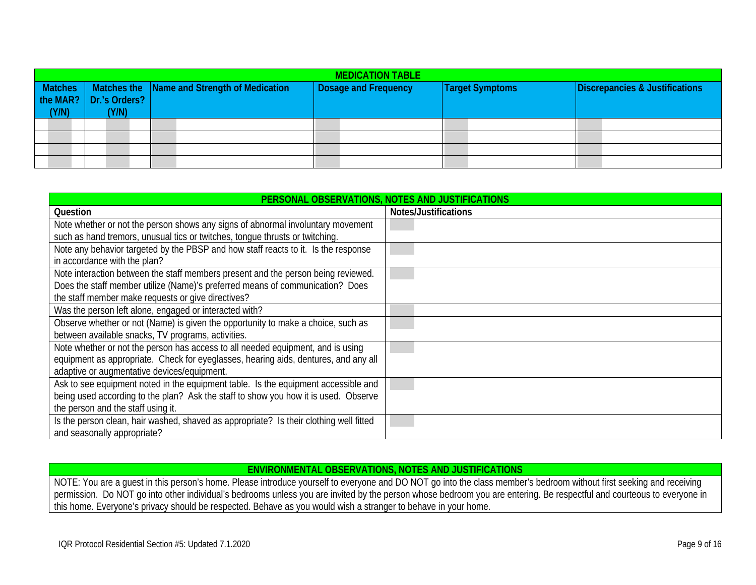## MEDICATION TABLE

| Matches the MAR? (Y/N) | Matches the Dr.'s Orders? (Y/N) | Name and Strength of Medication | Dosage and Frequency | Target Symptoms | Discrepancies & Justifications |
|---|---|---|---|---|---|
| | | | | | |
| | | | | | |
| | | | | | |
| | | | | | |

## PERSONAL OBSERVATIONS, NOTES AND JUSTIFICATIONS

| Question | Notes/Justifications |
|---|---|
| Note whether or not the person shows any signs of abnormal involuntary movement such as hand tremors, unusual tics or twitches, tongue thrusts or twitching. | |
| Note any behavior targeted by the PBSP and how staff reacts to it. Is the response in accordance with the plan? | |
| Note interaction between the staff members present and the person being reviewed. Does the staff member utilize (Name)'s preferred means of communication? Does the staff member make requests or give directives? | |
| Was the person left alone, engaged or interacted with? | |
| Observe whether or not (Name) is given the opportunity to make a choice, such as between available snacks, TV programs, activities. | |
| Note whether or not the person has access to all needed equipment, and is using equipment as appropriate. Check for eyeglasses, hearing aids, dentures, and any all adaptive or augmentative devices/equipment. | |
| Ask to see equipment noted in the equipment table. Is the equipment accessible and being used according to the plan? Ask the staff to show you how it is used. Observe the person and the staff using it. | |
| Is the person clean, hair washed, shaved as appropriate? Is their clothing well fitted and seasonally appropriate? | |

## ENVIRONMENTAL OBSERVATIONS, NOTES AND JUSTIFICATIONS

NOTE: You are a guest in this person's home. Please introduce yourself to everyone and DO NOT go into the class member's bedroom without first seeking and receiving permission. Do NOT go into other individual's bedrooms unless you are invited by the person whose bedroom you are entering. Be respectful and courteous to everyone in this home. Everyone's privacy should be respected. Behave as you would wish a stranger to behave in your home.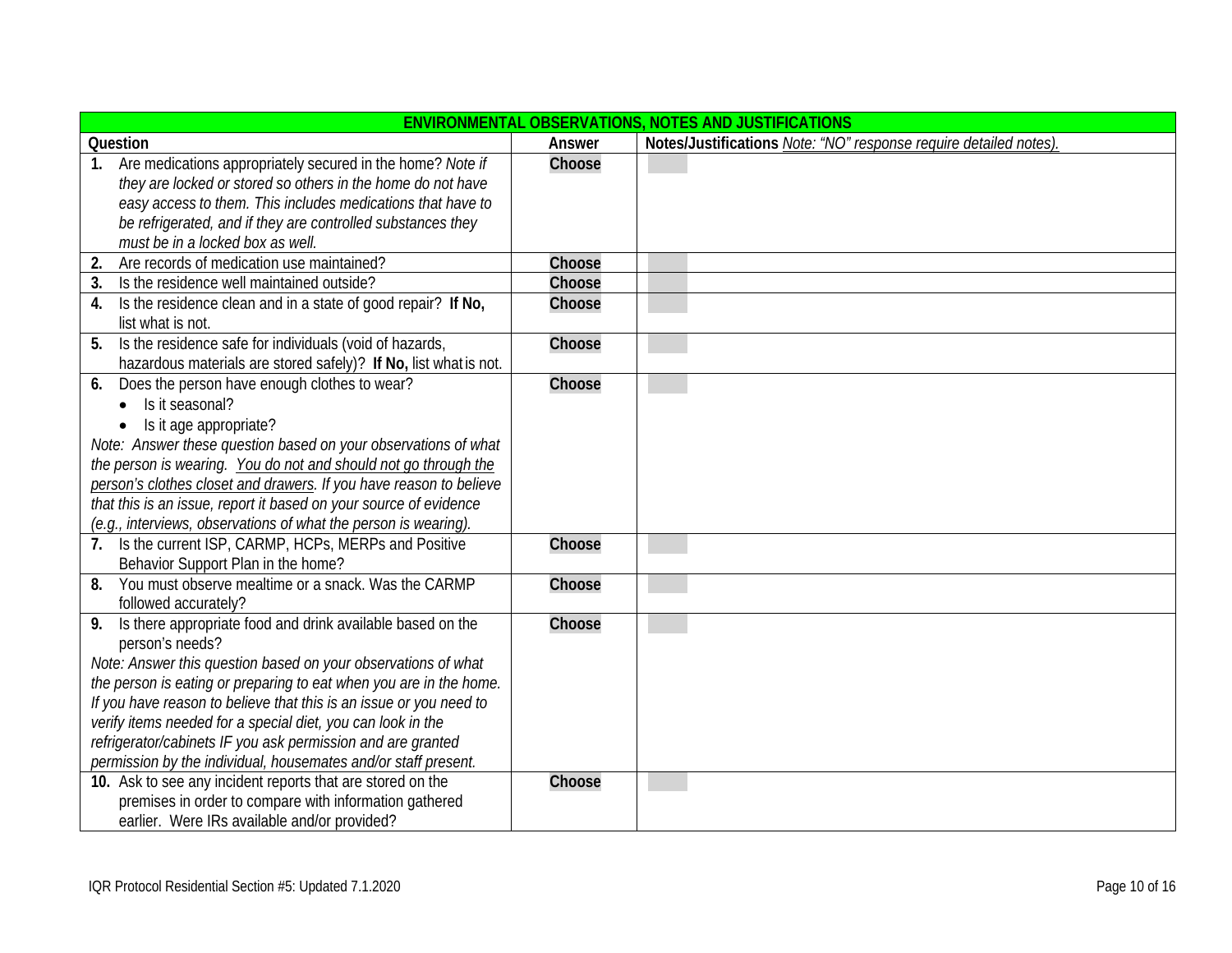| ENVIRONMENTAL OBSERVATIONS, NOTES AND JUSTIFICATIONS | | |
|---|---|---|
| **Question** | **Answer** | **Notes/Justifications** *Note: "NO" response require detailed notes).* |
| **1.** Are medications appropriately secured in the home? *Note if they are locked or stored so others in the home do not have easy access to them. This includes medications that have to be refrigerated, and if they are controlled substances they must be in a locked box as well.* | Choose | |
| **2.** Are records of medication use maintained? | Choose | |
| **3.** Is the residence well maintained outside? | Choose | |
| **4.** Is the residence clean and in a state of good repair? **If No,** list what is not. | Choose | |
| **5.** Is the residence safe for individuals (void of hazards, hazardous materials are stored safely)? **If No,** list what is not. | Choose | |
| **6.** Does the person have enough clothes to wear? <br>• Is it seasonal? <br>• Is it age appropriate? <br>*Note: Answer these question based on your observations of what the person is wearing. You do not and should not go through the person's clothes closet and drawers. If you have reason to believe that this is an issue, report it based on your source of evidence (e.g., interviews, observations of what the person is wearing).* | Choose | |
| **7.** Is the current ISP, CARMP, HCPs, MERPs and Positive Behavior Support Plan in the home? | Choose | |
| **8.** You must observe mealtime or a snack. Was the CARMP followed accurately? | Choose | |
| **9.** Is there appropriate food and drink available based on the person's needs? <br>*Note: Answer this question based on your observations of what the person is eating or preparing to eat when you are in the home. If you have reason to believe that this is an issue or you need to verify items needed for a special diet, you can look in the refrigerator/cabinets IF you ask permission and are granted permission by the individual, housemates and/or staff present.* | Choose | |
| **10.** Ask to see any incident reports that are stored on the premises in order to compare with information gathered earlier. Were IRs available and/or provided? | Choose | |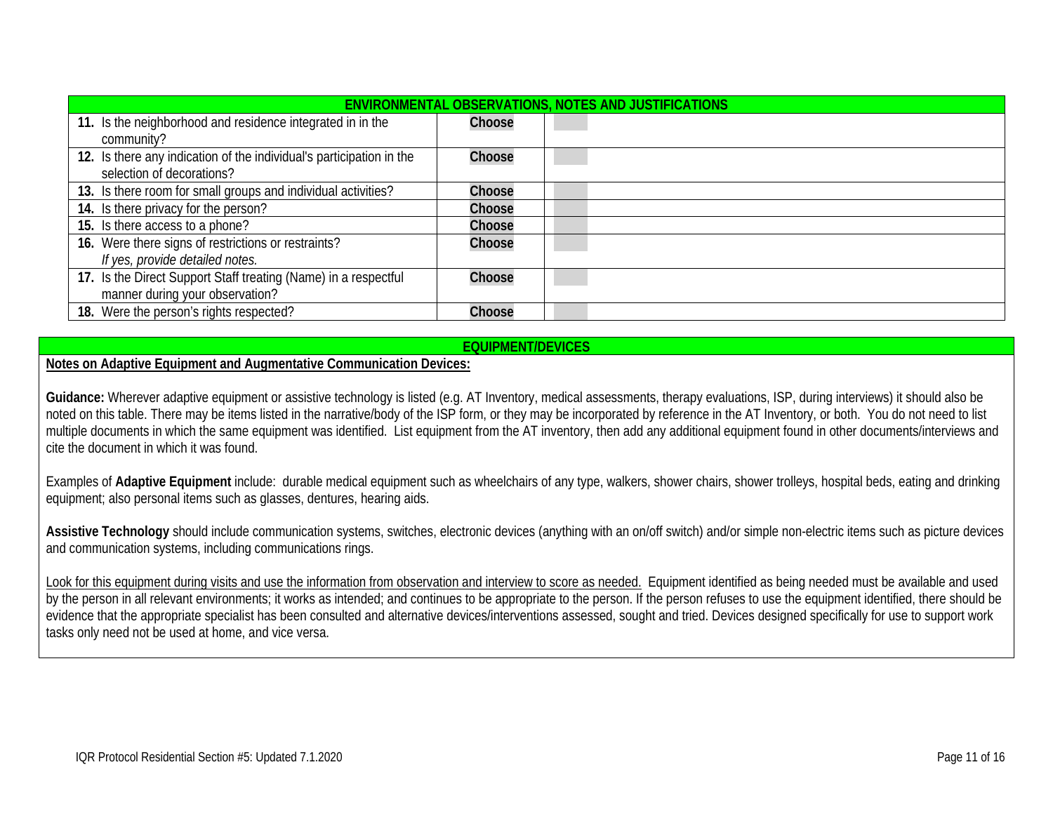| ENVIRONMENTAL OBSERVATIONS, NOTES AND JUSTIFICATIONS | | |
|---|---|---|
| **11.** Is the neighborhood and residence integrated in in the community? | **Choose** | |
| **12.** Is there any indication of the individual's participation in the selection of decorations? | **Choose** | |
| **13.** Is there room for small groups and individual activities? | **Choose** | |
| **14.** Is there privacy for the person? | **Choose** | |
| **15.** Is there access to a phone? | **Choose** | |
| **16.** Were there signs of restrictions or restraints? *If yes, provide detailed notes.* | **Choose** | |
| **17.** Is the Direct Support Staff treating (Name) in a respectful manner during your observation? | **Choose** | |
| **18.** Were the person's rights respected? | **Choose** | |

## EQUIPMENT/DEVICES

**Notes on Adaptive Equipment and Augmentative Communication Devices:**

**Guidance:** Wherever adaptive equipment or assistive technology is listed (e.g. AT Inventory, medical assessments, therapy evaluations, ISP, during interviews) it should also be noted on this table. There may be items listed in the narrative/body of the ISP form, or they may be incorporated by reference in the AT Inventory, or both. You do not need to list multiple documents in which the same equipment was identified. List equipment from the AT inventory, then add any additional equipment found in other documents/interviews and cite the document in which it was found.

Examples of **Adaptive Equipment** include: durable medical equipment such as wheelchairs of any type, walkers, shower chairs, shower trolleys, hospital beds, eating and drinking equipment; also personal items such as glasses, dentures, hearing aids.

**Assistive Technology** should include communication systems, switches, electronic devices (anything with an on/off switch) and/or simple non-electric items such as picture devices and communication systems, including communications rings.

Look for this equipment during visits and use the information from observation and interview to score as needed. Equipment identified as being needed must be available and used by the person in all relevant environments; it works as intended; and continues to be appropriate to the person. If the person refuses to use the equipment identified, there should be evidence that the appropriate specialist has been consulted and alternative devices/interventions assessed, sought and tried. Devices designed specifically for use to support work tasks only need not be used at home, and vice versa.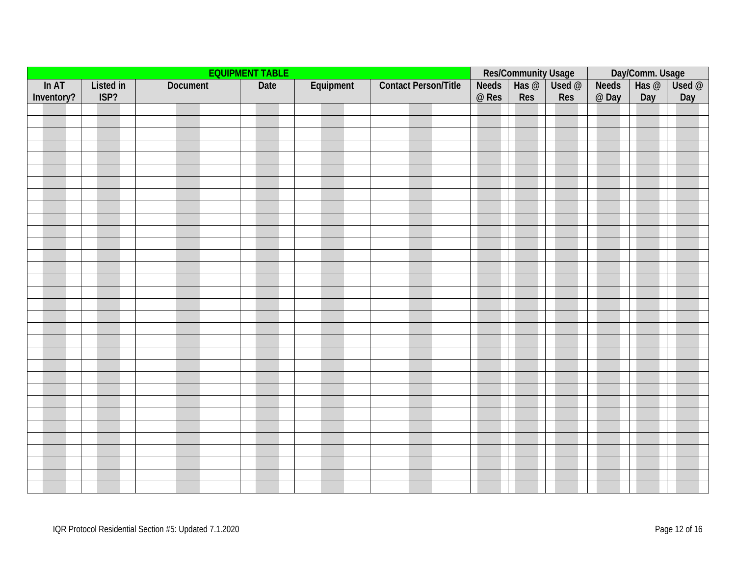| EQUIPMENT TABLE | | | | | | Res/Community Usage | | | Day/Comm. Usage | | |
|---|---|---|---|---|---|---|---|---|---|---|---|
| In AT Inventory? | Listed in ISP? | Document | Date | Equipment | Contact Person/Title | Needs @ Res | Has @ Res | Used @ Res | Needs @ Day | Has @ Day | Used @ Day |
| | | | | | | | | | | | |
| | | | | | | | | | | | |
| | | | | | | | | | | | |
| | | | | | | | | | | | |
| | | | | | | | | | | | |
| | | | | | | | | | | | |
| | | | | | | | | | | | |
| | | | | | | | | | | | |
| | | | | | | | | | | | |
| | | | | | | | | | | | |
| | | | | | | | | | | | |
| | | | | | | | | | | | |
| | | | | | | | | | | | |
| | | | | | | | | | | | |
| | | | | | | | | | | | |
| | | | | | | | | | | | |
| | | | | | | | | | | | |
| | | | | | | | | | | | |
| | | | | | | | | | | | |
| | | | | | | | | | | | |
| | | | | | | | | | | | |
| | | | | | | | | | | | |
| | | | | | | | | | | | |
| | | | | | | | | | | | |
| | | | | | | | | | | | |
| | | | | | | | | | | | |
| | | | | | | | | | | | |
| | | | | | | | | | | | |
| | | | | | | | | | | | |
| | | | | | | | | | | | |
| | | | | | | | | | | | |
| | | | | | | | | | | | |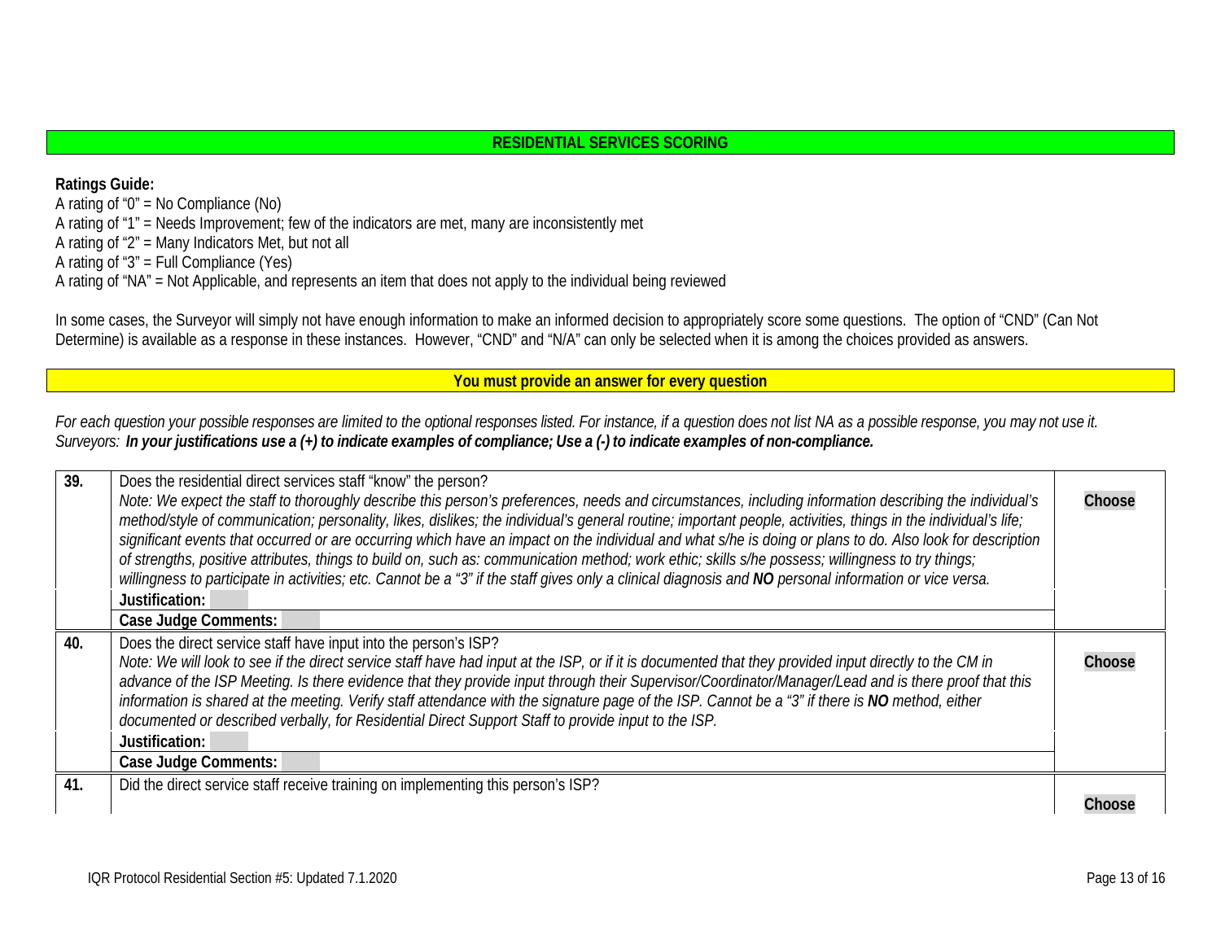## RESIDENTIAL SERVICES SCORING

**Ratings Guide:**

A rating of “0” = No Compliance (No)
A rating of “1” = Needs Improvement; few of the indicators are met, many are inconsistently met
A rating of “2” = Many Indicators Met, but not all
A rating of “3” = Full Compliance (Yes)
A rating of “NA” = Not Applicable, and represents an item that does not apply to the individual being reviewed

In some cases, the Surveyor will simply not have enough information to make an informed decision to appropriately score some questions. The option of “CND” (Can Not Determine) is available as a response in these instances. However, “CND” and “N/A” can only be selected when it is among the choices provided as answers.

**You must provide an answer for every question**

*For each question your possible responses are limited to the optional responses listed. For instance, if a question does not list NA as a possible response, you may not use it.*
*Surveyors:* ***In your justifications use a (+) to indicate examples of compliance; Use a (-) to indicate examples of non-compliance.***

| | | |
|---|---|---|
| **39.** | Does the residential direct services staff “know” the person?<br>*Note: We expect the staff to thoroughly describe this person’s preferences, needs and circumstances, including information describing the individual’s method/style of communication; personality, likes, dislikes; the individual’s general routine; important people, activities, things in the individual’s life; significant events that occurred or are occurring which have an impact on the individual and what s/he is doing or plans to do. Also look for description of strengths, positive attributes, things to build on, such as: communication method; work ethic; skills s/he possess; willingness to try things; willingness to participate in activities; etc. Cannot be a “3” if the staff gives only a clinical diagnosis and* ***NO*** *personal information or vice versa.* | **Choose** |
| | **Justification:** | |
| | **Case Judge Comments:** | |
| **40.** | Does the direct service staff have input into the person’s ISP?<br>*Note: We will look to see if the direct service staff have had input at the ISP, or if it is documented that they provided input directly to the CM in advance of the ISP Meeting. Is there evidence that they provide input through their Supervisor/Coordinator/Manager/Lead and is there proof that this information is shared at the meeting. Verify staff attendance with the signature page of the ISP. Cannot be a “3” if there is* ***NO*** *method, either documented or described verbally, for Residential Direct Support Staff to provide input to the ISP.* | **Choose** |
| | **Justification:** | |
| | **Case Judge Comments:** | |
| **41.** | Did the direct service staff receive training on implementing this person’s ISP? | **Choose** |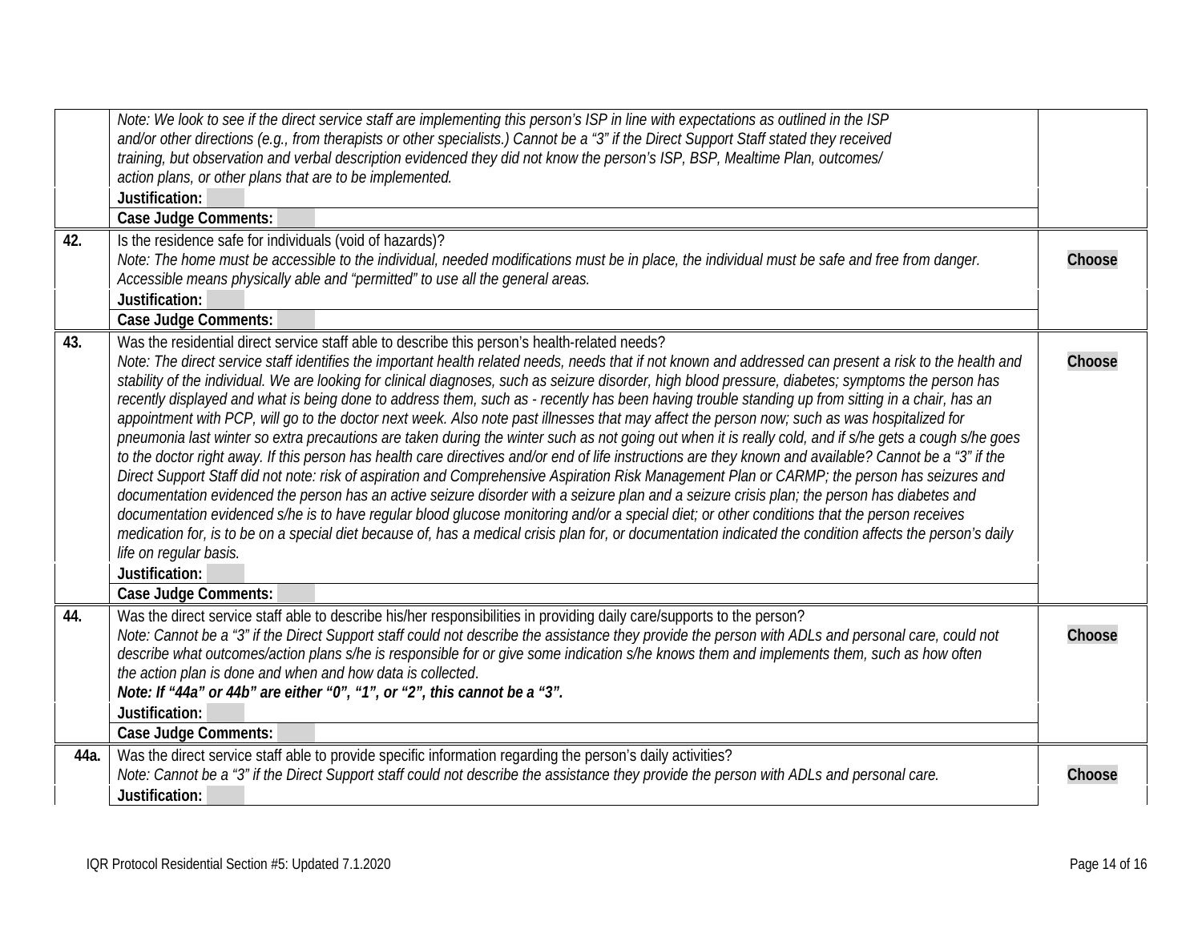| | | |
|---|---|---|
| | *Note: We look to see if the direct service staff are implementing this person's ISP in line with expectations as outlined in the ISP and/or other directions (e.g., from therapists or other specialists.) Cannot be a "3" if the Direct Support Staff stated they received training, but observation and verbal description evidenced they did not know the person's ISP, BSP, Mealtime Plan, outcomes/ action plans, or other plans that are to be implemented.*<br>**Justification:**<br>**Case Judge Comments:** | |
| **42.** | Is the residence safe for individuals (void of hazards)?<br>*Note: The home must be accessible to the individual, needed modifications must be in place, the individual must be safe and free from danger. Accessible means physically able and "permitted" to use all the general areas.*<br>**Justification:**<br>**Case Judge Comments:** | **Choose** |
| **43.** | Was the residential direct service staff able to describe this person's health-related needs?<br>*Note: The direct service staff identifies the important health related needs, needs that if not known and addressed can present a risk to the health and stability of the individual. We are looking for clinical diagnoses, such as seizure disorder, high blood pressure, diabetes; symptoms the person has recently displayed and what is being done to address them, such as - recently has been having trouble standing up from sitting in a chair, has an appointment with PCP, will go to the doctor next week. Also note past illnesses that may affect the person now; such as was hospitalized for pneumonia last winter so extra precautions are taken during the winter such as not going out when it is really cold, and if s/he gets a cough s/he goes to the doctor right away. If this person has health care directives and/or end of life instructions are they known and available? Cannot be a "3" if the Direct Support Staff did not note: risk of aspiration and Comprehensive Aspiration Risk Management Plan or CARMP; the person has seizures and documentation evidenced the person has an active seizure disorder with a seizure plan and a seizure crisis plan; the person has diabetes and documentation evidenced s/he is to have regular blood glucose monitoring and/or a special diet; or other conditions that the person receives medication for, is to be on a special diet because of, has a medical crisis plan for, or documentation indicated the condition affects the person's daily life on regular basis.*<br>**Justification:**<br>**Case Judge Comments:** | **Choose** |
| **44.** | Was the direct service staff able to describe his/her responsibilities in providing daily care/supports to the person?<br>*Note: Cannot be a "3" if the Direct Support staff could not describe the assistance they provide the person with ADLs and personal care, could not describe what outcomes/action plans s/he is responsible for or give some indication s/he knows them and implements them, such as how often the action plan is done and when and how data is collected.*<br>***Note: If "44a" or 44b" are either "0", "1", or "2", this cannot be a "3".***<br>**Justification:**<br>**Case Judge Comments:** | **Choose** |
| **44a.** | Was the direct service staff able to provide specific information regarding the person's daily activities?<br>*Note: Cannot be a "3" if the Direct Support staff could not describe the assistance they provide the person with ADLs and personal care.*<br>**Justification:** | **Choose** |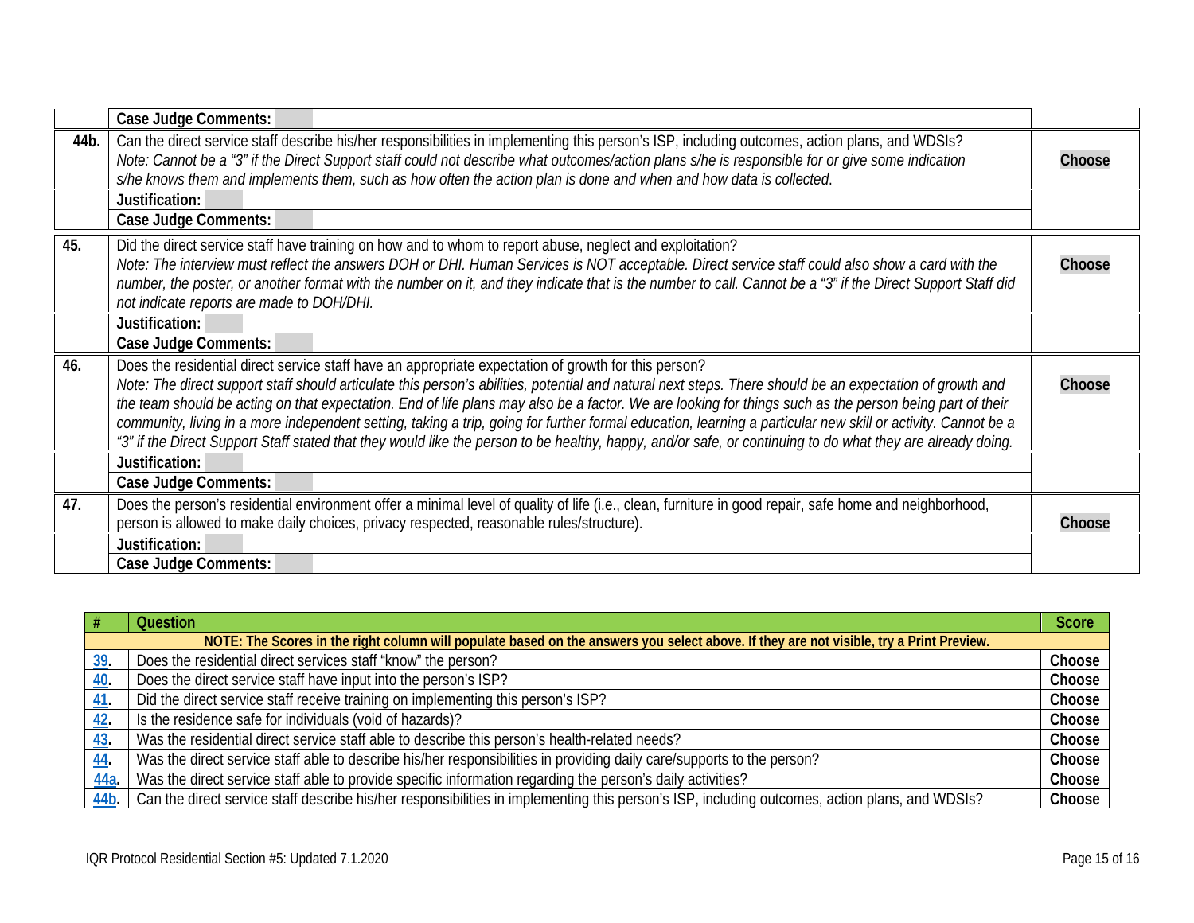| | | |
|---|---|---|
| | **Case Judge Comments:** | |
| **44b.** | Can the direct service staff describe his/her responsibilities in implementing this person's ISP, including outcomes, action plans, and WDSIs?<br>*Note: Cannot be a "3" if the Direct Support staff could not describe what outcomes/action plans s/he is responsible for or give some indication s/he knows them and implements them, such as how often the action plan is done and when and how data is collected.* | **Choose** |
| | **Justification:** | |
| | **Case Judge Comments:** | |
| **45.** | Did the direct service staff have training on how and to whom to report abuse, neglect and exploitation?<br>*Note: The interview must reflect the answers DOH or DHI. Human Services is NOT acceptable. Direct service staff could also show a card with the number, the poster, or another format with the number on it, and they indicate that is the number to call. Cannot be a "3" if the Direct Support Staff did not indicate reports are made to DOH/DHI.* | **Choose** |
| | **Justification:** | |
| | **Case Judge Comments:** | |
| **46.** | Does the residential direct service staff have an appropriate expectation of growth for this person?<br>*Note: The direct support staff should articulate this person's abilities, potential and natural next steps. There should be an expectation of growth and the team should be acting on that expectation. End of life plans may also be a factor. We are looking for things such as the person being part of their community, living in a more independent setting, taking a trip, going for further formal education, learning a particular new skill or activity. Cannot be a "3" if the Direct Support Staff stated that they would like the person to be healthy, happy, and/or safe, or continuing to do what they are already doing.* | **Choose** |
| | **Justification:** | |
| | **Case Judge Comments:** | |
| **47.** | Does the person's residential environment offer a minimal level of quality of life (i.e., clean, furniture in good repair, safe home and neighborhood, person is allowed to make daily choices, privacy respected, reasonable rules/structure). | **Choose** |
| | **Justification:** | |
| | **Case Judge Comments:** | |

| # | Question | Score |
|---|---|---|
| **NOTE: The Scores in the right column will populate based on the answers you select above. If they are not visible, try a Print Preview.** | | |
| 39. | Does the residential direct services staff "know" the person? | Choose |
| 40. | Does the direct service staff have input into the person's ISP? | Choose |
| 41. | Did the direct service staff receive training on implementing this person's ISP? | Choose |
| 42. | Is the residence safe for individuals (void of hazards)? | Choose |
| 43. | Was the residential direct service staff able to describe this person's health-related needs? | Choose |
| 44. | Was the direct service staff able to describe his/her responsibilities in providing daily care/supports to the person? | Choose |
| 44a. | Was the direct service staff able to provide specific information regarding the person's daily activities? | Choose |
| 44b. | Can the direct service staff describe his/her responsibilities in implementing this person's ISP, including outcomes, action plans, and WDSIs? | Choose |

IQR Protocol Residential Section #5: Updated 7.1.2020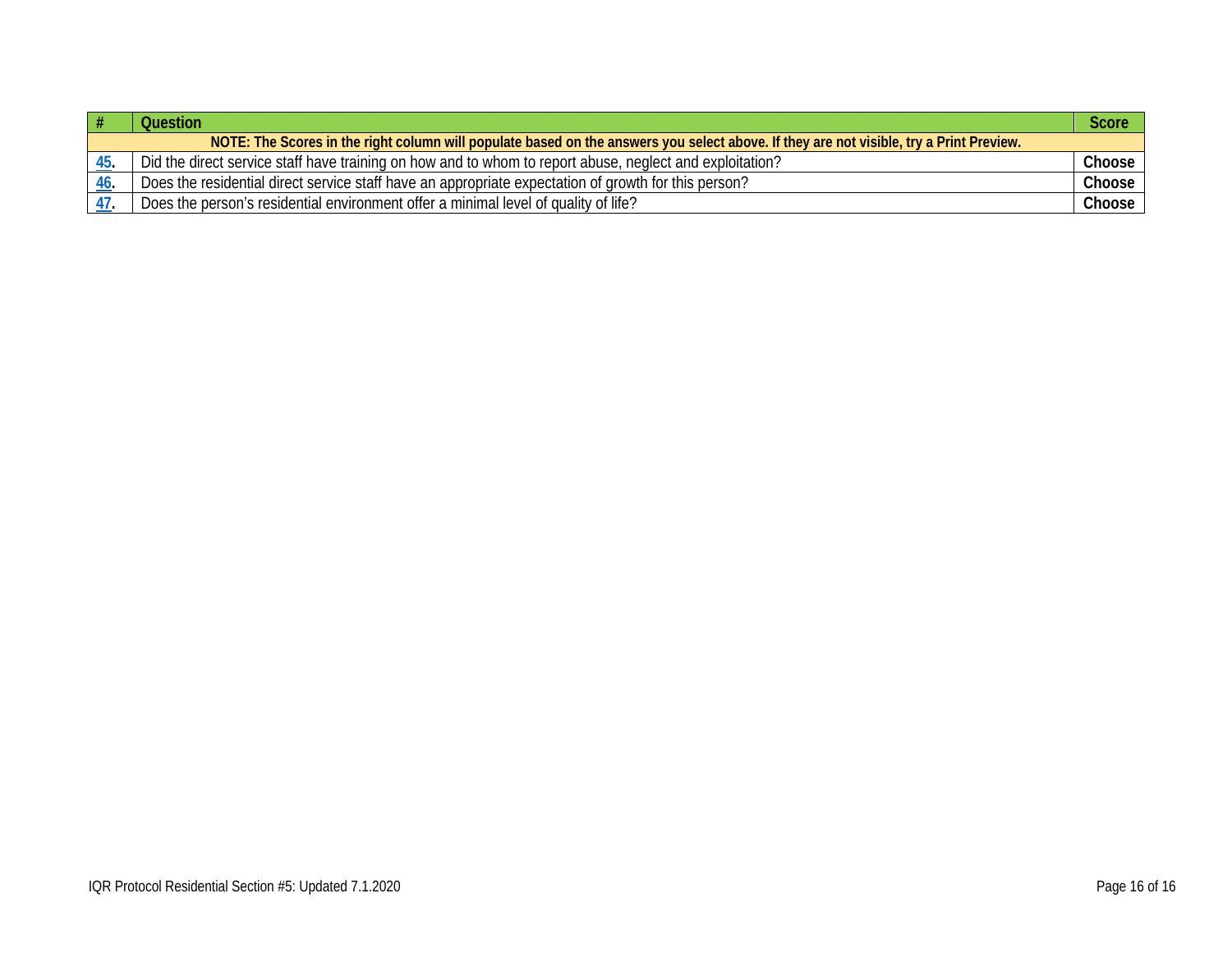| # | Question | Score |
|---|---|---|
| **NOTE: The Scores in the right column will populate based on the answers you select above. If they are not visible, try a Print Preview.** | | |
| 45. | Did the direct service staff have training on how and to whom to report abuse, neglect and exploitation? | **Choose** |
| 46. | Does the residential direct service staff have an appropriate expectation of growth for this person? | **Choose** |
| 47. | Does the person's residential environment offer a minimal level of quality of life? | **Choose** |